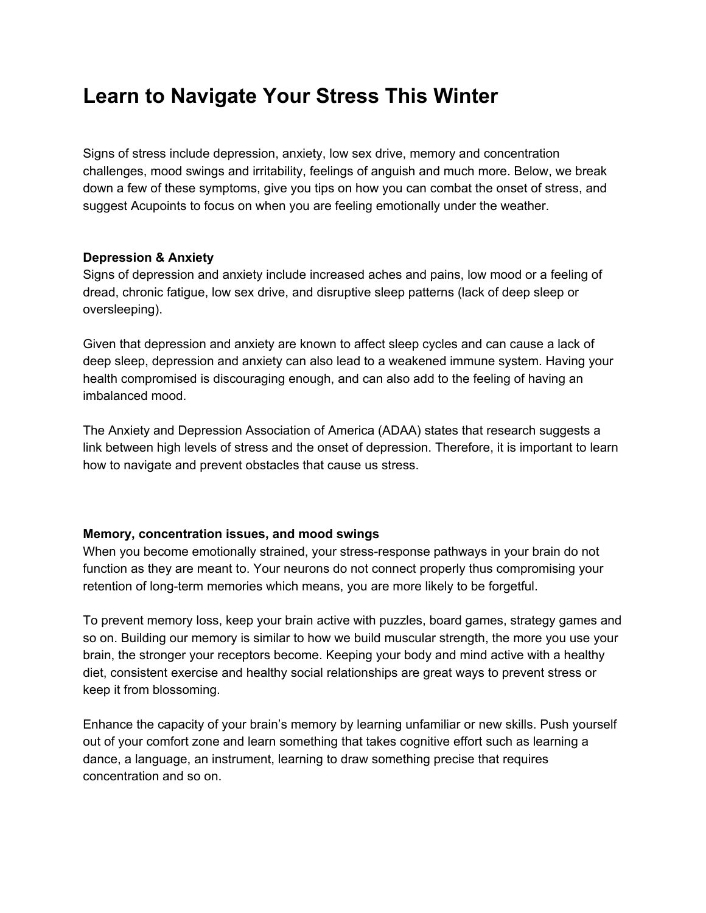# Learn to Navigate Your Stress This Winter

Signs of stress include depression, anxiety, low sex drive, memory and concentration challenges, mood swings and irritability, feelings of anguish and much more. Below, we break down a few of these symptoms, give you tips on how you can combat the onset of stress, and suggest Acupoints to focus on when you are feeling emotionally under the weather.

**Depression & Anxiety**

Signs of depression and anxiety include increased aches and pains, low mood or a feeling of dread, chronic fatigue, low sex drive, and disruptive sleep patterns (lack of deep sleep or oversleeping).

Given that depression and anxiety are known to affect sleep cycles and can cause a lack of deep sleep, depression and anxiety can also lead to a weakened immune system. Having your health compromised is discouraging enough, and can also add to the feeling of having an imbalanced mood.

The Anxiety and Depression Association of America (ADAA) states that research suggests a link between high levels of stress and the onset of depression. Therefore, it is important to learn how to navigate and prevent obstacles that cause us stress.

**Memory, concentration issues, and mood swings**

When you become emotionally strained, your stress-response pathways in your brain do not function as they are meant to. Your neurons do not connect properly thus compromising your retention of long-term memories which means, you are more likely to be forgetful.

To prevent memory loss, keep your brain active with puzzles, board games, strategy games and so on. Building our memory is similar to how we build muscular strength, the more you use your brain, the stronger your receptors become. Keeping your body and mind active with a healthy diet, consistent exercise and healthy social relationships are great ways to prevent stress or keep it from blossoming.

Enhance the capacity of your brain's memory by learning unfamiliar or new skills. Push yourself out of your comfort zone and learn something that takes cognitive effort such as learning a dance, a language, an instrument, learning to draw something precise that requires concentration and so on.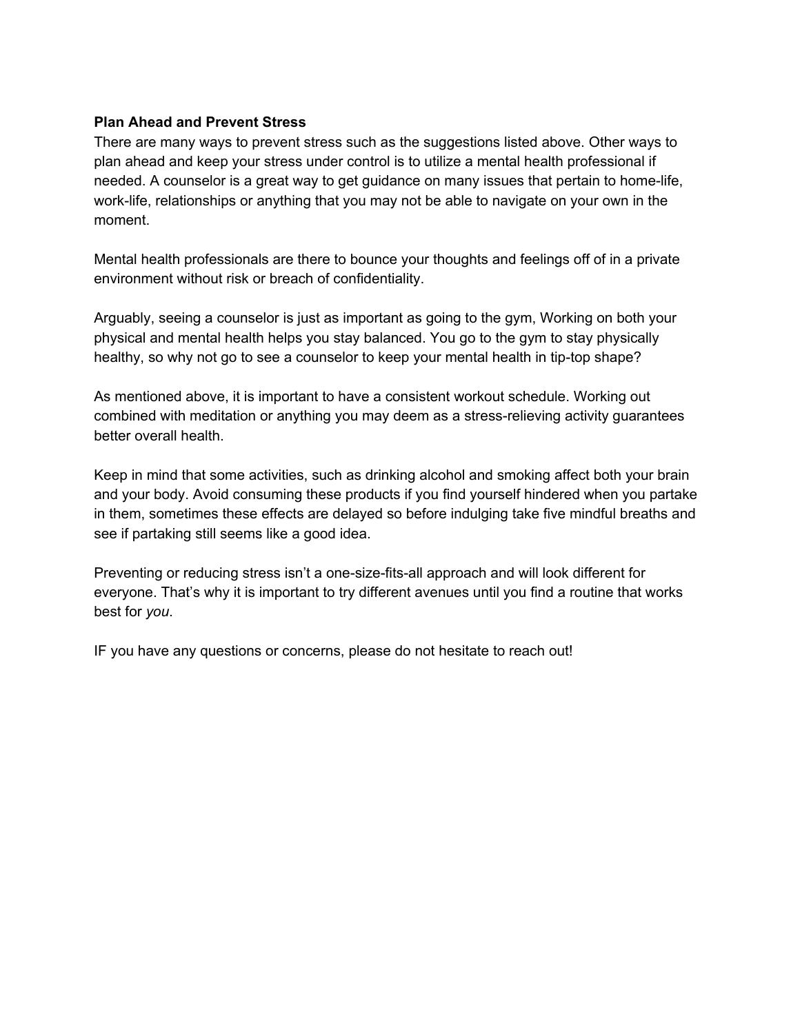**Plan Ahead and Prevent Stress**

There are many ways to prevent stress such as the suggestions listed above. Other ways to plan ahead and keep your stress under control is to utilize a mental health professional if needed. A counselor is a great way to get guidance on many issues that pertain to home-life, work-life, relationships or anything that you may not be able to navigate on your own in the moment.

Mental health professionals are there to bounce your thoughts and feelings off of in a private environment without risk or breach of confidentiality.

Arguably, seeing a counselor is just as important as going to the gym, Working on both your physical and mental health helps you stay balanced. You go to the gym to stay physically healthy, so why not go to see a counselor to keep your mental health in tip-top shape?

As mentioned above, it is important to have a consistent workout schedule. Working out combined with meditation or anything you may deem as a stress-relieving activity guarantees better overall health.

Keep in mind that some activities, such as drinking alcohol and smoking affect both your brain and your body. Avoid consuming these products if you find yourself hindered when you partake in them, sometimes these effects are delayed so before indulging take five mindful breaths and see if partaking still seems like a good idea.

Preventing or reducing stress isn't a one-size-fits-all approach and will look different for everyone. That's why it is important to try different avenues until you find a routine that works best for *you*.

IF you have any questions or concerns, please do not hesitate to reach out!